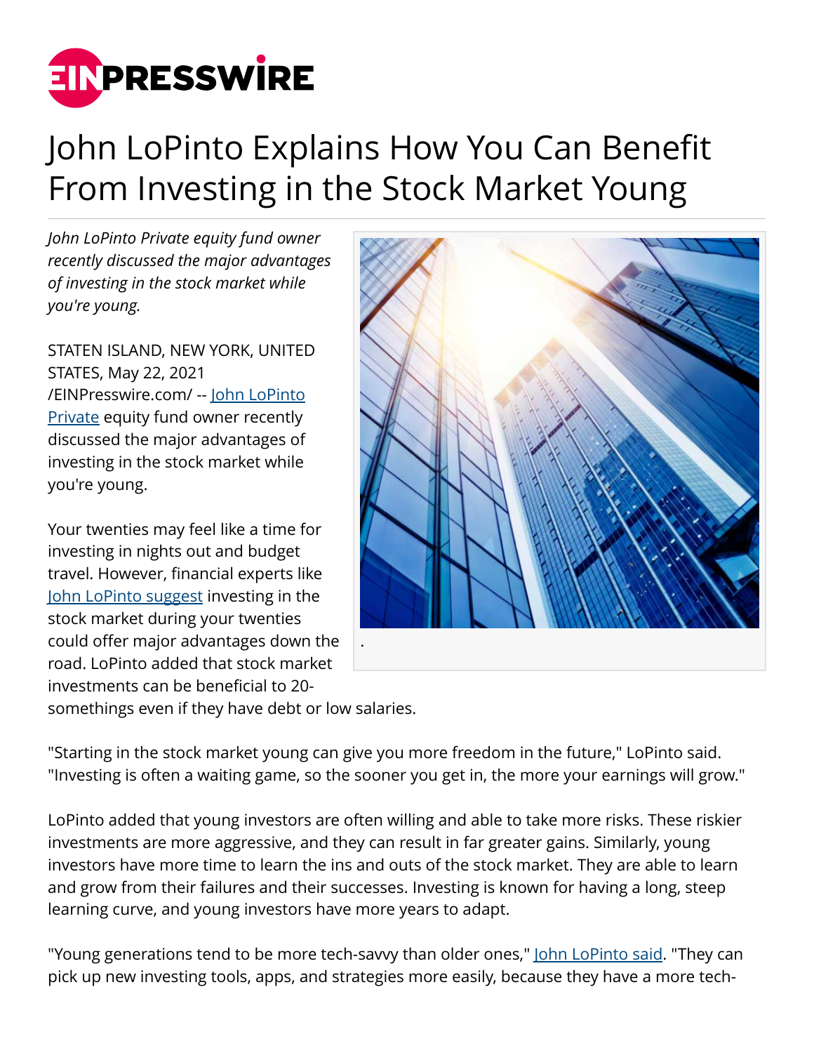# John LoPinto Explains How You Can Benefit From Investing in the Stock Market Young

*John LoPinto Private equity fund owner recently discussed the major advantages of investing in the stock market while you're young.*

STATEN ISLAND, NEW YORK, UNITED STATES, May 22, 2021 /EINPresswire.com/ -- John LoPinto Private equity fund owner recently discussed the major advantages of investing in the stock market while you're young.

.

Your twenties may feel like a time for investing in nights out and budget travel. However, financial experts like John LoPinto suggest investing in the stock market during your twenties could offer major advantages down the road. LoPinto added that stock market investments can be beneficial to 20-somethings even if they have debt or low salaries.

"Starting in the stock market young can give you more freedom in the future," LoPinto said. "Investing is often a waiting game, so the sooner you get in, the more your earnings will grow."

LoPinto added that young investors are often willing and able to take more risks. These riskier investments are more aggressive, and they can result in far greater gains. Similarly, young investors have more time to learn the ins and outs of the stock market. They are able to learn and grow from their failures and their successes. Investing is known for having a long, steep learning curve, and young investors have more years to adapt.

"Young generations tend to be more tech-savvy than older ones," John LoPinto said. "They can pick up new investing tools, apps, and strategies more easily, because they have a more tech-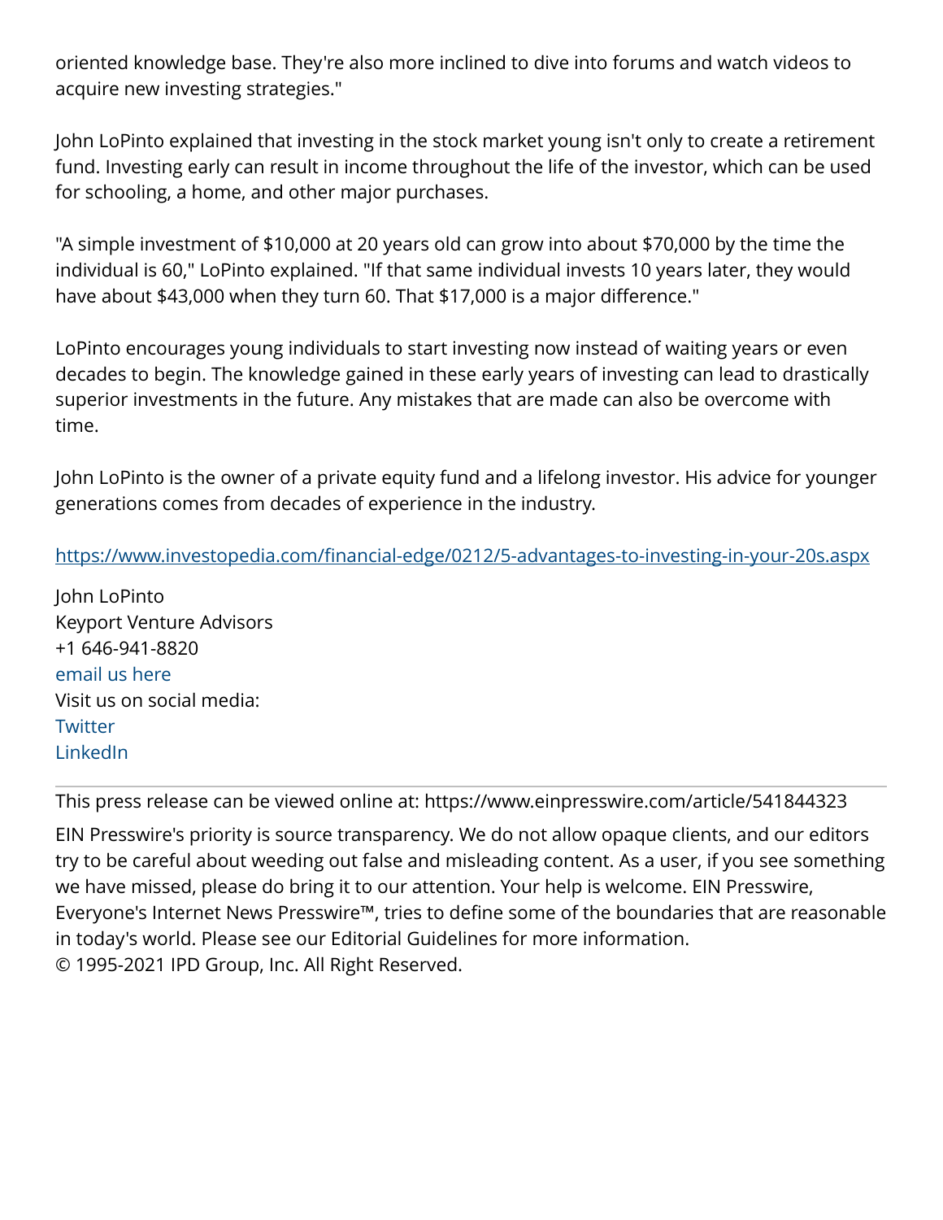oriented knowledge base. They're also more inclined to dive into forums and watch videos to acquire new investing strategies."

John LoPinto explained that investing in the stock market young isn't only to create a retirement fund. Investing early can result in income throughout the life of the investor, which can be used for schooling, a home, and other major purchases.

"A simple investment of $10,000 at 20 years old can grow into about $70,000 by the time the individual is 60," LoPinto explained. "If that same individual invests 10 years later, they would have about $43,000 when they turn 60. That $17,000 is a major difference."

LoPinto encourages young individuals to start investing now instead of waiting years or even decades to begin. The knowledge gained in these early years of investing can lead to drastically superior investments in the future. Any mistakes that are made can also be overcome with time.

John LoPinto is the owner of a private equity fund and a lifelong investor. His advice for younger generations comes from decades of experience in the industry.

https://www.investopedia.com/financial-edge/0212/5-advantages-to-investing-in-your-20s.aspx

John LoPinto
Keyport Venture Advisors
+1 646-941-8820
email us here
Visit us on social media:
Twitter
LinkedIn

---

This press release can be viewed online at: https://www.einpresswire.com/article/541844323

EIN Presswire's priority is source transparency. We do not allow opaque clients, and our editors try to be careful about weeding out false and misleading content. As a user, if you see something we have missed, please do bring it to our attention. Your help is welcome. EIN Presswire, Everyone's Internet News Presswire™, tries to define some of the boundaries that are reasonable in today's world. Please see our Editorial Guidelines for more information.
© 1995-2021 IPD Group, Inc. All Right Reserved.